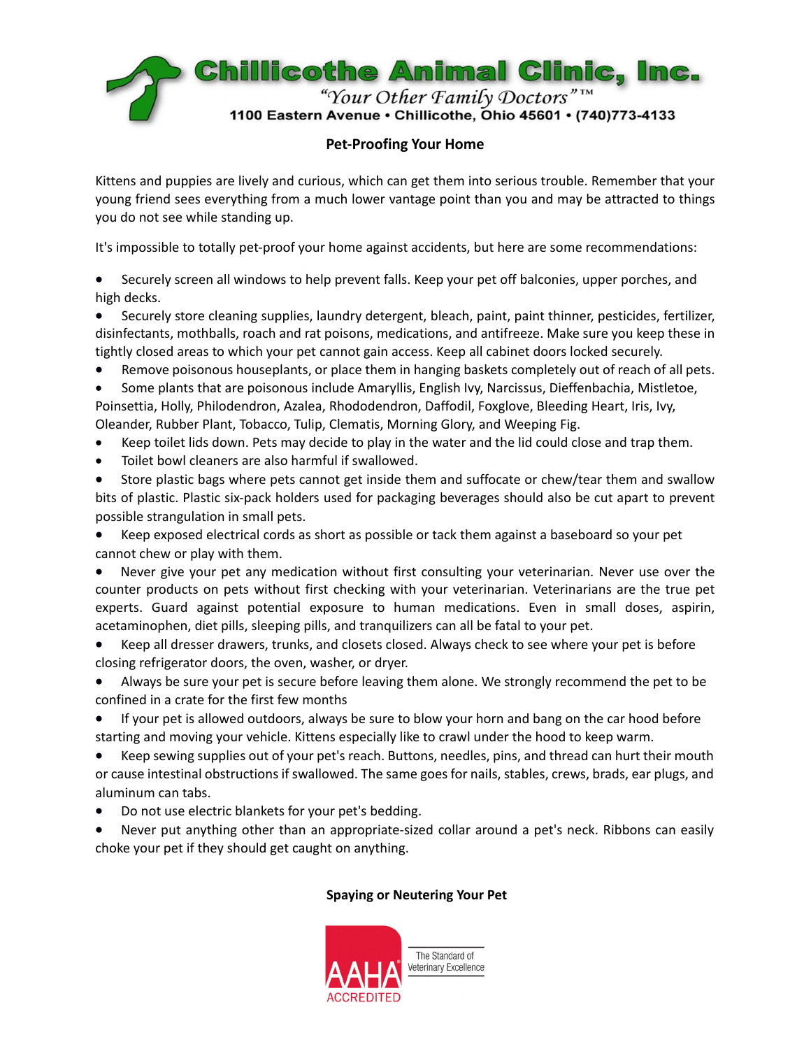# Chillicothe Animal Clinic, Inc.

*"Your Other Family Doctors"*™

**1100 Eastern Avenue • Chillicothe, Ohio 45601 • (740)773-4133**

## Pet-Proofing Your Home

Kittens and puppies are lively and curious, which can get them into serious trouble. Remember that your young friend sees everything from a much lower vantage point than you and may be attracted to things you do not see while standing up.

It's impossible to totally pet-proof your home against accidents, but here are some recommendations:

- Securely screen all windows to help prevent falls. Keep your pet off balconies, upper porches, and high decks.
- Securely store cleaning supplies, laundry detergent, bleach, paint, paint thinner, pesticides, fertilizer, disinfectants, mothballs, roach and rat poisons, medications, and antifreeze. Make sure you keep these in tightly closed areas to which your pet cannot gain access. Keep all cabinet doors locked securely.
- Remove poisonous houseplants, or place them in hanging baskets completely out of reach of all pets.
- Some plants that are poisonous include Amaryllis, English Ivy, Narcissus, Dieffenbachia, Mistletoe, Poinsettia, Holly, Philodendron, Azalea, Rhododendron, Daffodil, Foxglove, Bleeding Heart, Iris, Ivy, Oleander, Rubber Plant, Tobacco, Tulip, Clematis, Morning Glory, and Weeping Fig.
- Keep toilet lids down. Pets may decide to play in the water and the lid could close and trap them.
- Toilet bowl cleaners are also harmful if swallowed.
- Store plastic bags where pets cannot get inside them and suffocate or chew/tear them and swallow bits of plastic. Plastic six-pack holders used for packaging beverages should also be cut apart to prevent possible strangulation in small pets.
- Keep exposed electrical cords as short as possible or tack them against a baseboard so your pet cannot chew or play with them.
- Never give your pet any medication without first consulting your veterinarian. Never use over the counter products on pets without first checking with your veterinarian. Veterinarians are the true pet experts. Guard against potential exposure to human medications. Even in small doses, aspirin, acetaminophen, diet pills, sleeping pills, and tranquilizers can all be fatal to your pet.
- Keep all dresser drawers, trunks, and closets closed. Always check to see where your pet is before closing refrigerator doors, the oven, washer, or dryer.
- Always be sure your pet is secure before leaving them alone. We strongly recommend the pet to be confined in a crate for the first few months
- If your pet is allowed outdoors, always be sure to blow your horn and bang on the car hood before starting and moving your vehicle. Kittens especially like to crawl under the hood to keep warm.
- Keep sewing supplies out of your pet's reach. Buttons, needles, pins, and thread can hurt their mouth or cause intestinal obstructions if swallowed. The same goes for nails, stables, crews, brads, ear plugs, and aluminum can tabs.
- Do not use electric blankets for your pet's bedding.
- Never put anything other than an appropriate-sized collar around a pet's neck. Ribbons can easily choke your pet if they should get caught on anything.

## Spaying or Neutering Your Pet

AAHA ACCREDITED — The Standard of Veterinary Excellence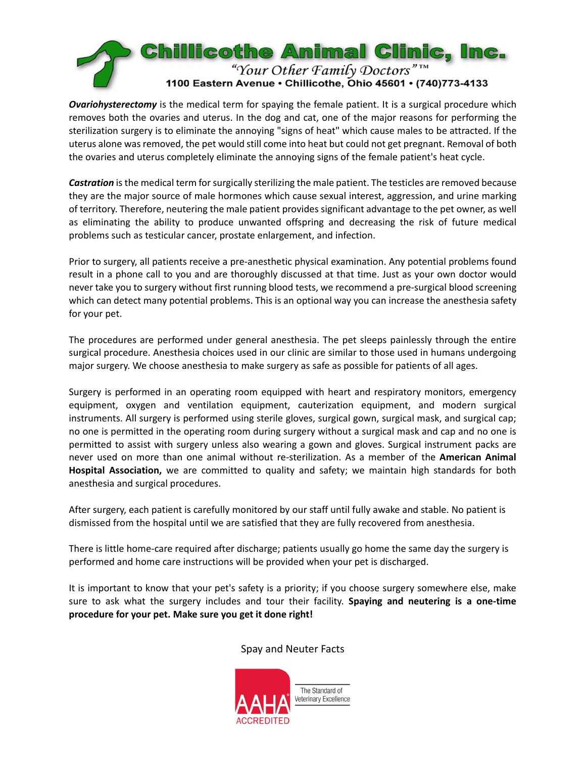# Chillicothe Animal Clinic, Inc.

*"Your Other Family Doctors"*™

1100 Eastern Avenue • Chillicothe, Ohio 45601 • (740)773-4133

***Ovariohysterectomy*** is the medical term for spaying the female patient. It is a surgical procedure which removes both the ovaries and uterus. In the dog and cat, one of the major reasons for performing the sterilization surgery is to eliminate the annoying "signs of heat" which cause males to be attracted. If the uterus alone was removed, the pet would still come into heat but could not get pregnant. Removal of both the ovaries and uterus completely eliminate the annoying signs of the female patient's heat cycle.

***Castration*** is the medical term for surgically sterilizing the male patient. The testicles are removed because they are the major source of male hormones which cause sexual interest, aggression, and urine marking of territory. Therefore, neutering the male patient provides significant advantage to the pet owner, as well as eliminating the ability to produce unwanted offspring and decreasing the risk of future medical problems such as testicular cancer, prostate enlargement, and infection.

Prior to surgery, all patients receive a pre-anesthetic physical examination. Any potential problems found result in a phone call to you and are thoroughly discussed at that time. Just as your own doctor would never take you to surgery without first running blood tests, we recommend a pre-surgical blood screening which can detect many potential problems. This is an optional way you can increase the anesthesia safety for your pet.

The procedures are performed under general anesthesia. The pet sleeps painlessly through the entire surgical procedure. Anesthesia choices used in our clinic are similar to those used in humans undergoing major surgery. We choose anesthesia to make surgery as safe as possible for patients of all ages.

Surgery is performed in an operating room equipped with heart and respiratory monitors, emergency equipment, oxygen and ventilation equipment, cauterization equipment, and modern surgical instruments. All surgery is performed using sterile gloves, surgical gown, surgical mask, and surgical cap; no one is permitted in the operating room during surgery without a surgical mask and cap and no one is permitted to assist with surgery unless also wearing a gown and gloves. Surgical instrument packs are never used on more than one animal without re-sterilization. As a member of the **American Animal Hospital Association,** we are committed to quality and safety; we maintain high standards for both anesthesia and surgical procedures.

After surgery, each patient is carefully monitored by our staff until fully awake and stable. No patient is dismissed from the hospital until we are satisfied that they are fully recovered from anesthesia.

There is little home-care required after discharge; patients usually go home the same day the surgery is performed and home care instructions will be provided when your pet is discharged.

It is important to know that your pet's safety is a priority; if you choose surgery somewhere else, make sure to ask what the surgery includes and tour their facility. **Spaying and neutering is a one-time procedure for your pet. Make sure you get it done right!**

Spay and Neuter Facts

AAHA ACCREDITED — The Standard of Veterinary Excellence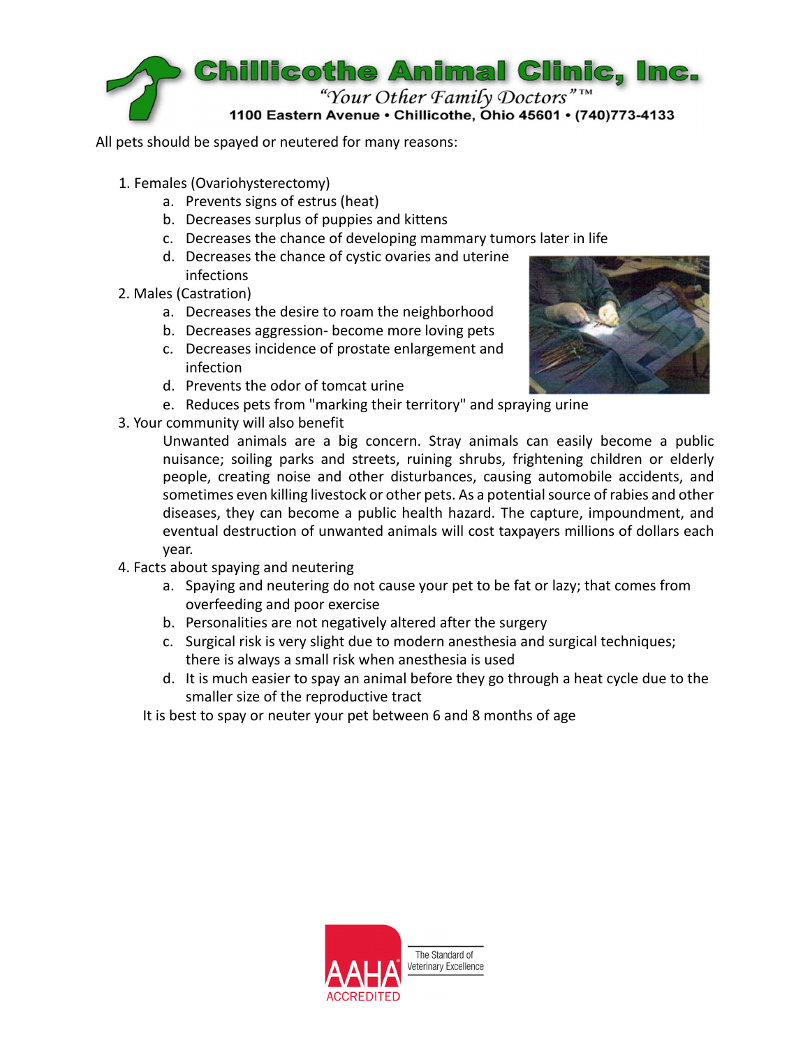# Chillicothe Animal Clinic, Inc.

*"Your Other Family Doctors"™*

**1100 Eastern Avenue • Chillicothe, Ohio 45601 • (740)773-4133**

All pets should be spayed or neutered for many reasons:

1. Females (Ovariohysterectomy)
   a. Prevents signs of estrus (heat)
   b. Decreases surplus of puppies and kittens
   c. Decreases the chance of developing mammary tumors later in life
   d. Decreases the chance of cystic ovaries and uterine infections
2. Males (Castration)
   a. Decreases the desire to roam the neighborhood
   b. Decreases aggression- become more loving pets
   c. Decreases incidence of prostate enlargement and infection
   d. Prevents the odor of tomcat urine
   e. Reduces pets from "marking their territory" and spraying urine
3. Your community will also benefit

   Unwanted animals are a big concern. Stray animals can easily become a public nuisance; soiling parks and streets, ruining shrubs, frightening children or elderly people, creating noise and other disturbances, causing automobile accidents, and sometimes even killing livestock or other pets. As a potential source of rabies and other diseases, they can become a public health hazard. The capture, impoundment, and eventual destruction of unwanted animals will cost taxpayers millions of dollars each year.
4. Facts about spaying and neutering
   a. Spaying and neutering do not cause your pet to be fat or lazy; that comes from overfeeding and poor exercise
   b. Personalities are not negatively altered after the surgery
   c. Surgical risk is very slight due to modern anesthesia and surgical techniques; there is always a small risk when anesthesia is used
   d. It is much easier to spay an animal before they go through a heat cycle due to the smaller size of the reproductive tract

It is best to spay or neuter your pet between 6 and 8 months of age

AAHA ACCREDITED — The Standard of Veterinary Excellence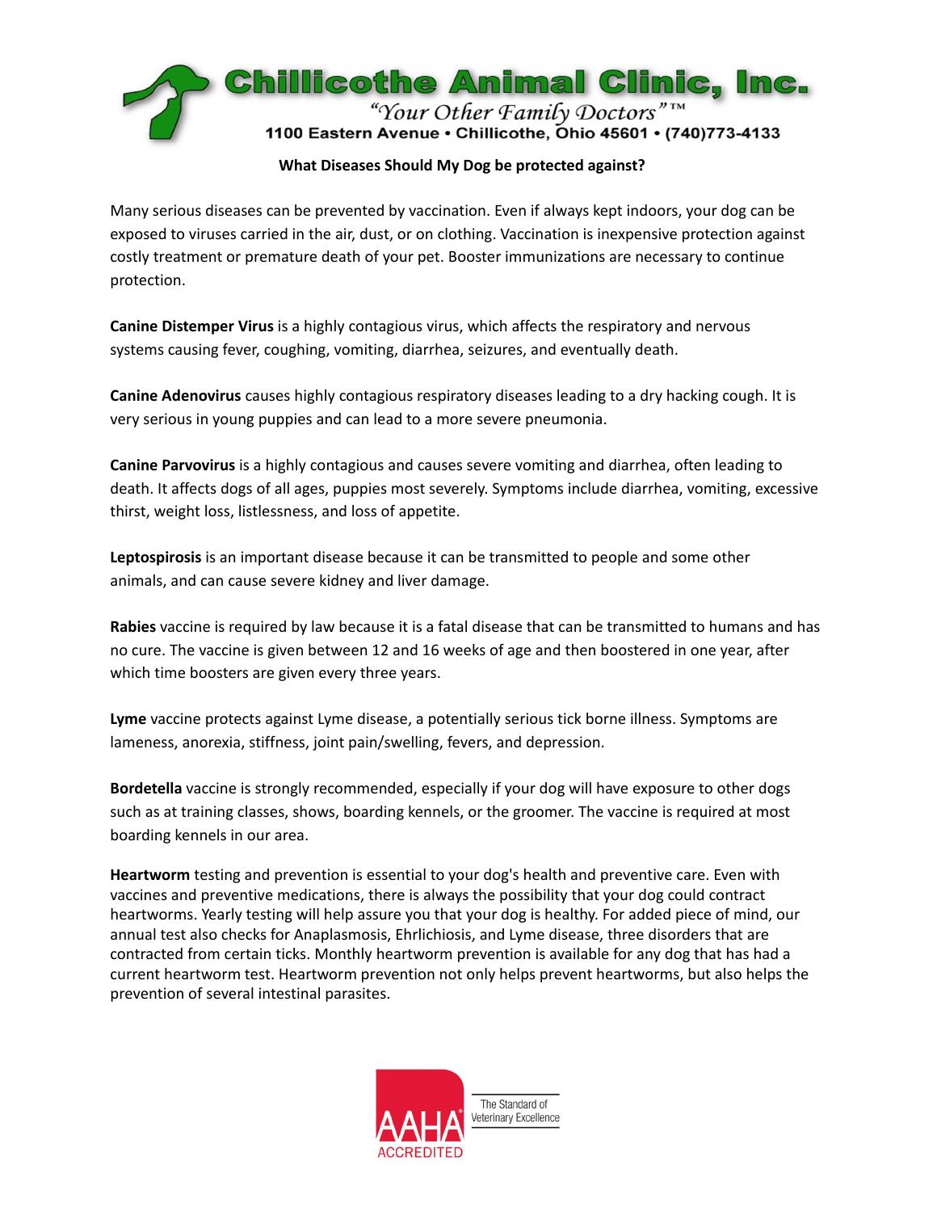# Chillicothe Animal Clinic, Inc.

*"Your Other Family Doctors"™*

1100 Eastern Avenue • Chillicothe, Ohio 45601 • (740)773-4133

## What Diseases Should My Dog be protected against?

Many serious diseases can be prevented by vaccination. Even if always kept indoors, your dog can be exposed to viruses carried in the air, dust, or on clothing. Vaccination is inexpensive protection against costly treatment or premature death of your pet. Booster immunizations are necessary to continue protection.

**Canine Distemper Virus** is a highly contagious virus, which affects the respiratory and nervous systems causing fever, coughing, vomiting, diarrhea, seizures, and eventually death.

**Canine Adenovirus** causes highly contagious respiratory diseases leading to a dry hacking cough. It is very serious in young puppies and can lead to a more severe pneumonia.

**Canine Parvovirus** is a highly contagious and causes severe vomiting and diarrhea, often leading to death. It affects dogs of all ages, puppies most severely. Symptoms include diarrhea, vomiting, excessive thirst, weight loss, listlessness, and loss of appetite.

**Leptospirosis** is an important disease because it can be transmitted to people and some other animals, and can cause severe kidney and liver damage.

**Rabies** vaccine is required by law because it is a fatal disease that can be transmitted to humans and has no cure. The vaccine is given between 12 and 16 weeks of age and then boostered in one year, after which time boosters are given every three years.

**Lyme** vaccine protects against Lyme disease, a potentially serious tick borne illness. Symptoms are lameness, anorexia, stiffness, joint pain/swelling, fevers, and depression.

**Bordetella** vaccine is strongly recommended, especially if your dog will have exposure to other dogs such as at training classes, shows, boarding kennels, or the groomer. The vaccine is required at most boarding kennels in our area.

**Heartworm** testing and prevention is essential to your dog's health and preventive care. Even with vaccines and preventive medications, there is always the possibility that your dog could contract heartworms. Yearly testing will help assure you that your dog is healthy. For added piece of mind, our annual test also checks for Anaplasmosis, Ehrlichiosis, and Lyme disease, three disorders that are contracted from certain ticks. Monthly heartworm prevention is available for any dog that has had a current heartworm test. Heartworm prevention not only helps prevent heartworms, but also helps the prevention of several intestinal parasites.

AAHA ACCREDITED — The Standard of Veterinary Excellence